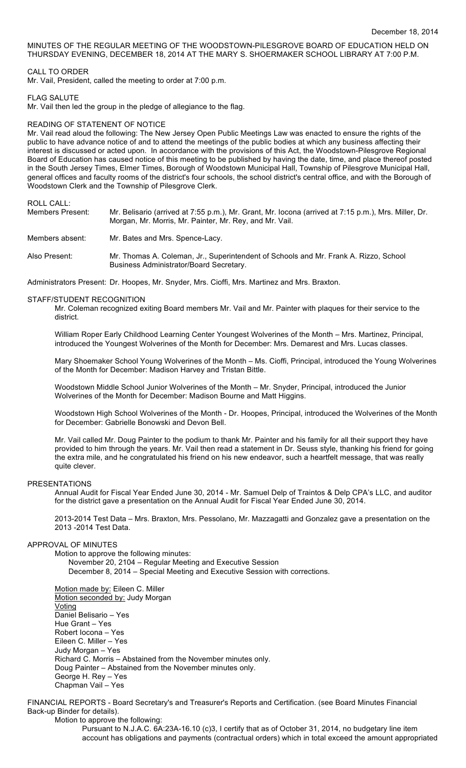December 18, 2014

MINUTES OF THE REGULAR MEETING OF THE WOODSTOWN-PILESGROVE BOARD OF EDUCATION HELD ON THURSDAY EVENING, DECEMBER 18, 2014 AT THE MARY S. SHOERMAKER SCHOOL LIBRARY AT 7:00 P.M.

CALL TO ORDER

Mr. Vail, President, called the meeting to order at 7:00 p.m.

FLAG SALUTE

Mr. Vail then led the group in the pledge of allegiance to the flag.

READING OF STATENENT OF NOTICE

Mr. Vail read aloud the following: The New Jersey Open Public Meetings Law was enacted to ensure the rights of the public to have advance notice of and to attend the meetings of the public bodies at which any business affecting their interest is discussed or acted upon. In accordance with the provisions of this Act, the Woodstown-Pilesgrove Regional Board of Education has caused notice of this meeting to be published by having the date, time, and place thereof posted in the South Jersey Times, Elmer Times, Borough of Woodstown Municipal Hall, Township of Pilesgrove Municipal Hall, general offices and faculty rooms of the district's four schools, the school district's central office, and with the Borough of Woodstown Clerk and the Township of Pilesgrove Clerk.

ROLL CALL:

Members Present: Mr. Belisario (arrived at 7:55 p.m.), Mr. Grant, Mr. Iocona (arrived at 7:15 p.m.), Mrs. Miller, Dr. Morgan, Mr. Morris, Mr. Painter, Mr. Rey, and Mr. Vail.

Members absent: Mr. Bates and Mrs. Spence-Lacy.

Also Present: Mr. Thomas A. Coleman, Jr., Superintendent of Schools and Mr. Frank A. Rizzo, School Business Administrator/Board Secretary.

Administrators Present: Dr. Hoopes, Mr. Snyder, Mrs. Cioffi, Mrs. Martinez and Mrs. Braxton.

STAFF/STUDENT RECOGNITION

Mr. Coleman recognized exiting Board members Mr. Vail and Mr. Painter with plaques for their service to the district.

William Roper Early Childhood Learning Center Youngest Wolverines of the Month – Mrs. Martinez, Principal, introduced the Youngest Wolverines of the Month for December: Mrs. Demarest and Mrs. Lucas classes.

Mary Shoemaker School Young Wolverines of the Month – Ms. Cioffi, Principal, introduced the Young Wolverines of the Month for December: Madison Harvey and Tristan Bittle.

Woodstown Middle School Junior Wolverines of the Month – Mr. Snyder, Principal, introduced the Junior Wolverines of the Month for December: Madison Bourne and Matt Higgins.

Woodstown High School Wolverines of the Month - Dr. Hoopes, Principal, introduced the Wolverines of the Month for December: Gabrielle Bonowski and Devon Bell.

Mr. Vail called Mr. Doug Painter to the podium to thank Mr. Painter and his family for all their support they have provided to him through the years. Mr. Vail then read a statement in Dr. Seuss style, thanking his friend for going the extra mile, and he congratulated his friend on his new endeavor, such a heartfelt message, that was really quite clever.

PRESENTATIONS

Annual Audit for Fiscal Year Ended June 30, 2014 - Mr. Samuel Delp of Traintos & Delp CPA's LLC, and auditor for the district gave a presentation on the Annual Audit for Fiscal Year Ended June 30, 2014.

2013-2014 Test Data – Mrs. Braxton, Mrs. Pessolano, Mr. Mazzagatti and Gonzalez gave a presentation on the 2013 -2014 Test Data.

APPROVAL OF MINUTES

Motion to approve the following minutes:

November 20, 2104 – Regular Meeting and Executive Session

December 8, 2014 – Special Meeting and Executive Session with corrections.

Motion made by: Eileen C. Miller
Motion seconded by: Judy Morgan
Voting
Daniel Belisario – Yes
Hue Grant – Yes
Robert Iocona – Yes
Eileen C. Miller – Yes
Judy Morgan – Yes
Richard C. Morris – Abstained from the November minutes only.
Doug Painter – Abstained from the November minutes only.
George H. Rey – Yes
Chapman Vail – Yes

FINANCIAL REPORTS - Board Secretary's and Treasurer's Reports and Certification. (see Board Minutes Financial Back-up Binder for details).

Motion to approve the following:

Pursuant to N.J.A.C. 6A:23A-16.10 (c)3, I certify that as of October 31, 2014, no budgetary line item account has obligations and payments (contractual orders) which in total exceed the amount appropriated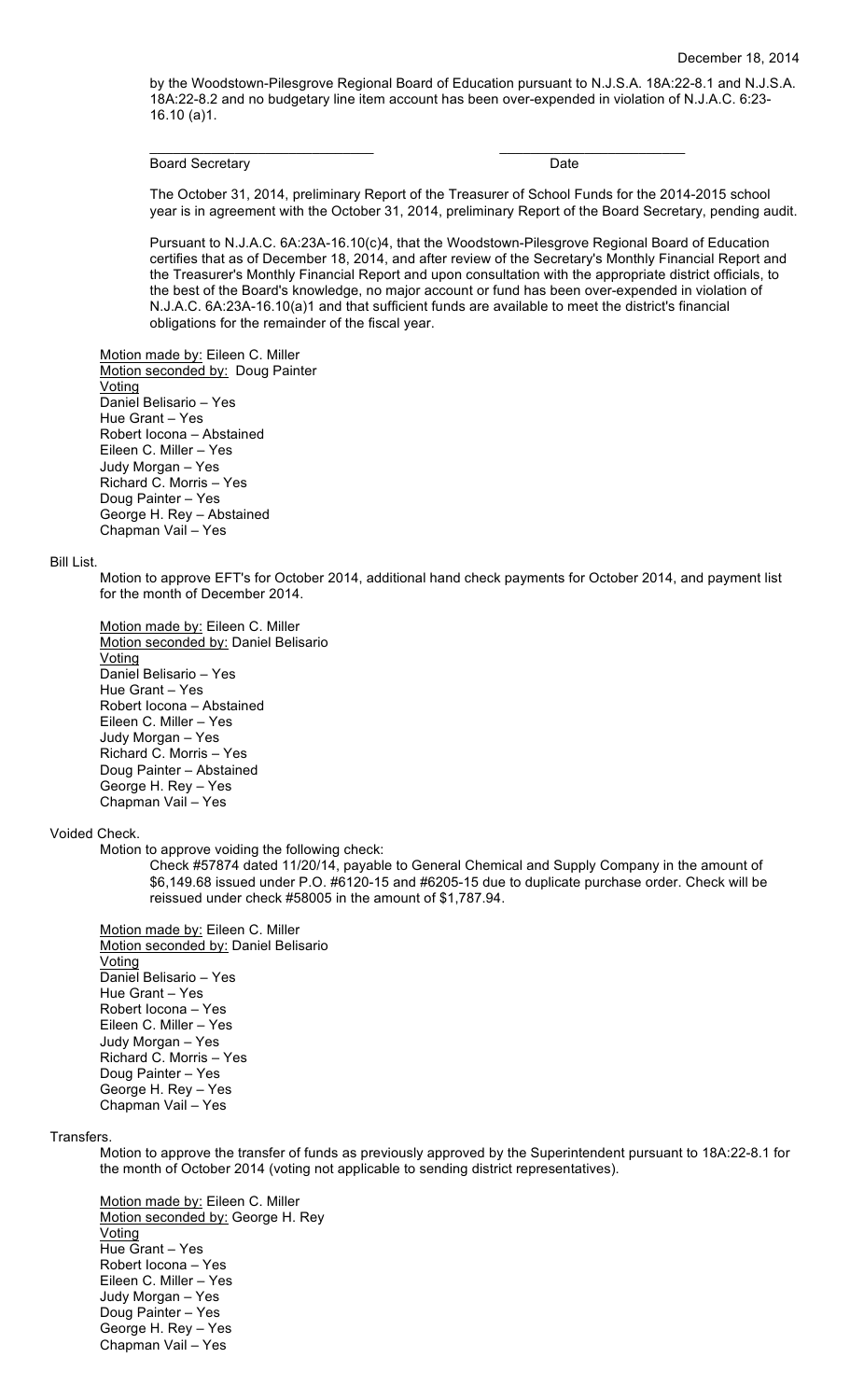by the Woodstown-Pilesgrove Regional Board of Education pursuant to N.J.S.A. 18A:22-8.1 and N.J.S.A. 18A:22-8.2 and no budgetary line item account has been over-expended in violation of N.J.A.C. 6:23-16.10 (a)1.

\_\_\_\_\_\_\_\_\_\_\_\_\_\_\_\_\_\_\_\_\_\_\_\_\_\_\_\_\_\_ \_\_\_\_\_\_\_\_\_\_\_\_\_\_\_\_\_\_\_\_\_\_\_\_

Board Secretary Date

The October 31, 2014, preliminary Report of the Treasurer of School Funds for the 2014-2015 school year is in agreement with the October 31, 2014, preliminary Report of the Board Secretary, pending audit.

Pursuant to N.J.A.C. 6A:23A-16.10(c)4, that the Woodstown-Pilesgrove Regional Board of Education certifies that as of December 18, 2014, and after review of the Secretary's Monthly Financial Report and the Treasurer's Monthly Financial Report and upon consultation with the appropriate district officials, to the best of the Board's knowledge, no major account or fund has been over-expended in violation of N.J.A.C. 6A:23A-16.10(a)1 and that sufficient funds are available to meet the district's financial obligations for the remainder of the fiscal year.

Motion made by: Eileen C. Miller
Motion seconded by: Doug Painter
Voting
Daniel Belisario – Yes
Hue Grant – Yes
Robert Iocona – Abstained
Eileen C. Miller – Yes
Judy Morgan – Yes
Richard C. Morris – Yes
Doug Painter – Yes
George H. Rey – Abstained
Chapman Vail – Yes

Bill List.

Motion to approve EFT's for October 2014, additional hand check payments for October 2014, and payment list for the month of December 2014.

Motion made by: Eileen C. Miller
Motion seconded by: Daniel Belisario
Voting
Daniel Belisario – Yes
Hue Grant – Yes
Robert Iocona – Abstained
Eileen C. Miller – Yes
Judy Morgan – Yes
Richard C. Morris – Yes
Doug Painter – Abstained
George H. Rey – Yes
Chapman Vail – Yes

Voided Check.

Motion to approve voiding the following check:

Check #57874 dated 11/20/14, payable to General Chemical and Supply Company in the amount of $6,149.68 issued under P.O. #6120-15 and #6205-15 due to duplicate purchase order. Check will be reissued under check #58005 in the amount of $1,787.94.

Motion made by: Eileen C. Miller
Motion seconded by: Daniel Belisario
Voting
Daniel Belisario – Yes
Hue Grant – Yes
Robert Iocona – Yes
Eileen C. Miller – Yes
Judy Morgan – Yes
Richard C. Morris – Yes
Doug Painter – Yes
George H. Rey – Yes
Chapman Vail – Yes

Transfers.

Motion to approve the transfer of funds as previously approved by the Superintendent pursuant to 18A:22-8.1 for the month of October 2014 (voting not applicable to sending district representatives).

Motion made by: Eileen C. Miller
Motion seconded by: George H. Rey
Voting
Hue Grant – Yes
Robert Iocona – Yes
Eileen C. Miller – Yes
Judy Morgan – Yes
Doug Painter – Yes
George H. Rey – Yes
Chapman Vail – Yes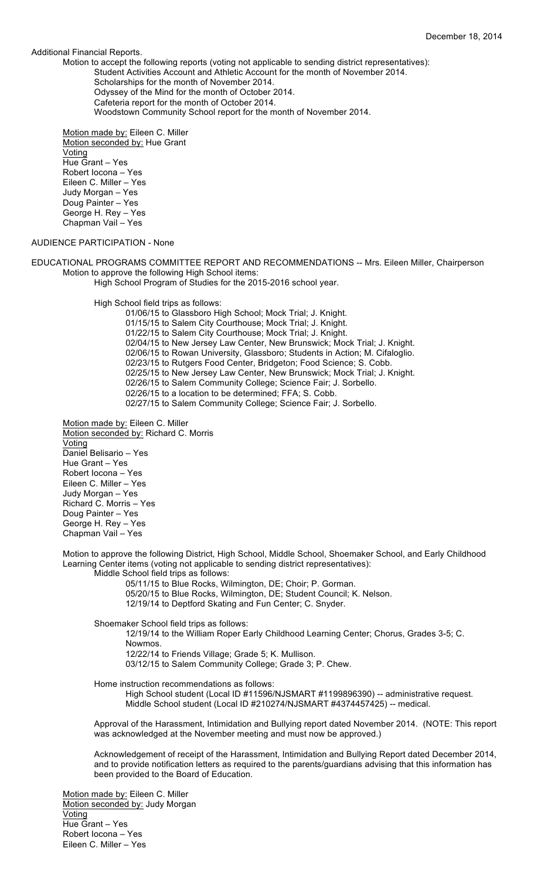Additional Financial Reports.

Motion to accept the following reports (voting not applicable to sending district representatives):

- Student Activities Account and Athletic Account for the month of November 2014.
- Scholarships for the month of November 2014.
- Odyssey of the Mind for the month of October 2014.
- Cafeteria report for the month of October 2014.
- Woodstown Community School report for the month of November 2014.

Motion made by: Eileen C. Miller
Motion seconded by: Hue Grant
Voting
Hue Grant – Yes
Robert Iocona – Yes
Eileen C. Miller – Yes
Judy Morgan – Yes
Doug Painter – Yes
George H. Rey – Yes
Chapman Vail – Yes

AUDIENCE PARTICIPATION - None

EDUCATIONAL PROGRAMS COMMITTEE REPORT AND RECOMMENDATIONS -- Mrs. Eileen Miller, Chairperson

Motion to approve the following High School items:

High School Program of Studies for the 2015-2016 school year.

High School field trips as follows:

- 01/06/15 to Glassboro High School; Mock Trial; J. Knight.
- 01/15/15 to Salem City Courthouse; Mock Trial; J. Knight.
- 01/22/15 to Salem City Courthouse; Mock Trial; J. Knight.
- 02/04/15 to New Jersey Law Center, New Brunswick; Mock Trial; J. Knight.
- 02/06/15 to Rowan University, Glassboro; Students in Action; M. Cifaloglio.
- 02/23/15 to Rutgers Food Center, Bridgeton; Food Science; S. Cobb.
- 02/25/15 to New Jersey Law Center, New Brunswick; Mock Trial; J. Knight.
- 02/26/15 to Salem Community College; Science Fair; J. Sorbello.
- 02/26/15 to a location to be determined; FFA; S. Cobb.
- 02/27/15 to Salem Community College; Science Fair; J. Sorbello.

Motion made by: Eileen C. Miller
Motion seconded by: Richard C. Morris
Voting
Daniel Belisario – Yes
Hue Grant – Yes
Robert Iocona – Yes
Eileen C. Miller – Yes
Judy Morgan – Yes
Richard C. Morris – Yes
Doug Painter – Yes
George H. Rey – Yes
Chapman Vail – Yes

Motion to approve the following District, High School, Middle School, Shoemaker School, and Early Childhood Learning Center items (voting not applicable to sending district representatives):

Middle School field trips as follows:

- 05/11/15 to Blue Rocks, Wilmington, DE; Choir; P. Gorman.
- 05/20/15 to Blue Rocks, Wilmington, DE; Student Council; K. Nelson.
- 12/19/14 to Deptford Skating and Fun Center; C. Snyder.

Shoemaker School field trips as follows:

- 12/19/14 to the William Roper Early Childhood Learning Center; Chorus, Grades 3-5; C. Nowmos.
- 12/22/14 to Friends Village; Grade 5; K. Mullison.
- 03/12/15 to Salem Community College; Grade 3; P. Chew.

Home instruction recommendations as follows:

- High School student (Local ID #11596/NJSMART #1199896390) -- administrative request.
- Middle School student (Local ID #210274/NJSMART #4374457425) -- medical.

Approval of the Harassment, Intimidation and Bullying report dated November 2014. (NOTE: This report was acknowledged at the November meeting and must now be approved.)

Acknowledgement of receipt of the Harassment, Intimidation and Bullying Report dated December 2014, and to provide notification letters as required to the parents/guardians advising that this information has been provided to the Board of Education.

Motion made by: Eileen C. Miller
Motion seconded by: Judy Morgan
Voting
Hue Grant – Yes
Robert Iocona – Yes
Eileen C. Miller – Yes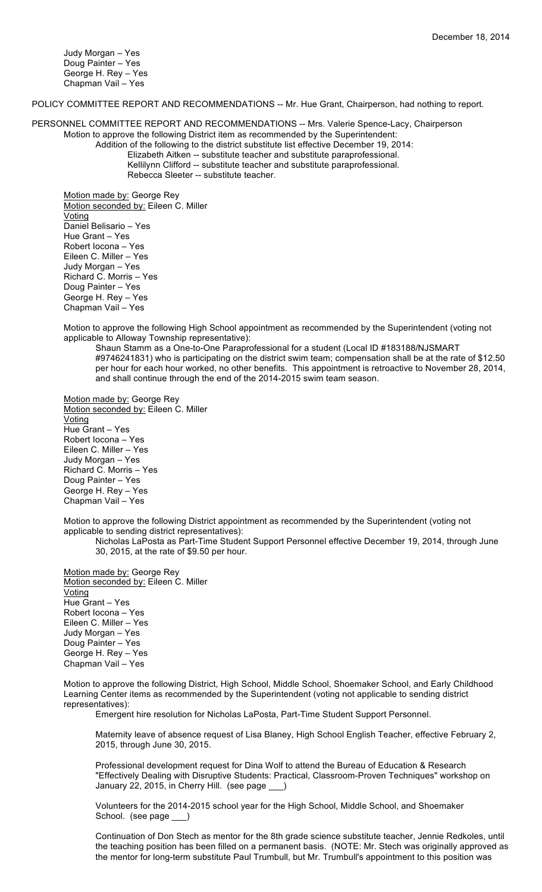Judy Morgan – Yes
Doug Painter – Yes
George H. Rey – Yes
Chapman Vail – Yes

POLICY COMMITTEE REPORT AND RECOMMENDATIONS -- Mr. Hue Grant, Chairperson, had nothing to report.

PERSONNEL COMMITTEE REPORT AND RECOMMENDATIONS -- Mrs. Valerie Spence-Lacy, Chairperson

Motion to approve the following District item as recommended by the Superintendent:

Addition of the following to the district substitute list effective December 19, 2014:

Elizabeth Aitken -- substitute teacher and substitute paraprofessional.
Kellilynn Clifford -- substitute teacher and substitute paraprofessional.
Rebecca Sleeter -- substitute teacher.

<u>Motion made by:</u> George Rey
<u>Motion seconded by:</u> Eileen C. Miller
<u>Voting</u>
Daniel Belisario – Yes
Hue Grant – Yes
Robert Iocona – Yes
Eileen C. Miller – Yes
Judy Morgan – Yes
Richard C. Morris – Yes
Doug Painter – Yes
George H. Rey – Yes
Chapman Vail – Yes

Motion to approve the following High School appointment as recommended by the Superintendent (voting not applicable to Alloway Township representative):

Shaun Stamm as a One-to-One Paraprofessional for a student (Local ID #183188/NJSMART #9746241831) who is participating on the district swim team; compensation shall be at the rate of $12.50 per hour for each hour worked, no other benefits. This appointment is retroactive to November 28, 2014, and shall continue through the end of the 2014-2015 swim team season.

<u>Motion made by:</u> George Rey
<u>Motion seconded by:</u> Eileen C. Miller
<u>Voting</u>
Hue Grant – Yes
Robert Iocona – Yes
Eileen C. Miller – Yes
Judy Morgan – Yes
Richard C. Morris – Yes
Doug Painter – Yes
George H. Rey – Yes
Chapman Vail – Yes

Motion to approve the following District appointment as recommended by the Superintendent (voting not applicable to sending district representatives):

Nicholas LaPosta as Part-Time Student Support Personnel effective December 19, 2014, through June 30, 2015, at the rate of $9.50 per hour.

<u>Motion made by:</u> George Rey
<u>Motion seconded by:</u> Eileen C. Miller
<u>Voting</u>
Hue Grant – Yes
Robert Iocona – Yes
Eileen C. Miller – Yes
Judy Morgan – Yes
Doug Painter – Yes
George H. Rey – Yes
Chapman Vail – Yes

Motion to approve the following District, High School, Middle School, Shoemaker School, and Early Childhood Learning Center items as recommended by the Superintendent (voting not applicable to sending district representatives):

Emergent hire resolution for Nicholas LaPosta, Part-Time Student Support Personnel.

Maternity leave of absence request of Lisa Blaney, High School English Teacher, effective February 2, 2015, through June 30, 2015.

Professional development request for Dina Wolf to attend the Bureau of Education & Research "Effectively Dealing with Disruptive Students: Practical, Classroom-Proven Techniques" workshop on January 22, 2015, in Cherry Hill. (see page ___)

Volunteers for the 2014-2015 school year for the High School, Middle School, and Shoemaker School. (see page ___)

Continuation of Don Stech as mentor for the 8th grade science substitute teacher, Jennie Redkoles, until the teaching position has been filled on a permanent basis. (NOTE: Mr. Stech was originally approved as the mentor for long-term substitute Paul Trumbull, but Mr. Trumbull's appointment to this position was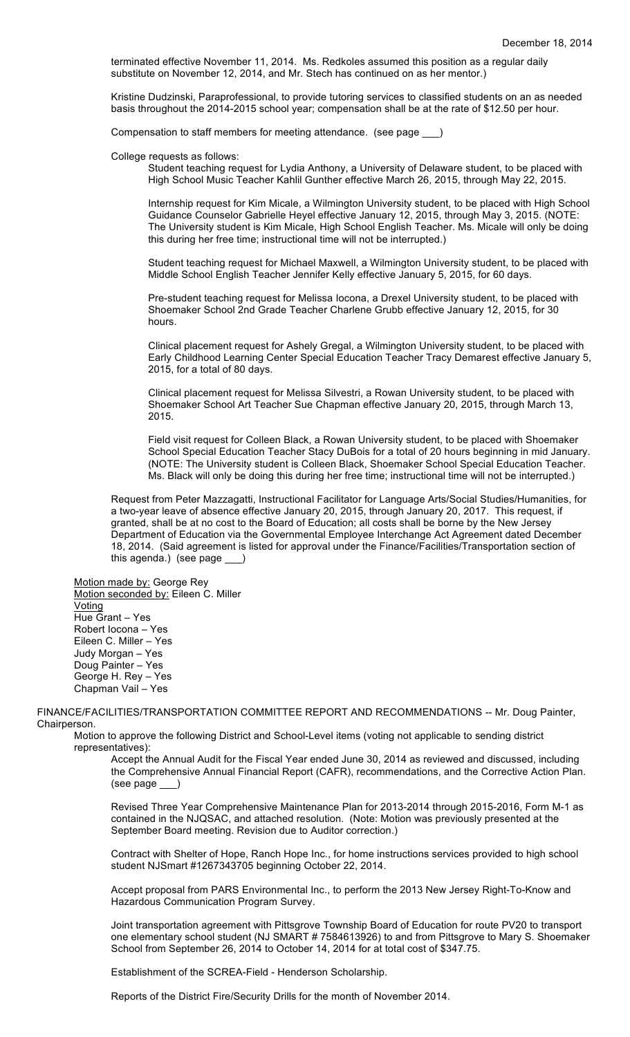terminated effective November 11, 2014. Ms. Redkoles assumed this position as a regular daily substitute on November 12, 2014, and Mr. Stech has continued on as her mentor.)

Kristine Dudzinski, Paraprofessional, to provide tutoring services to classified students on an as needed basis throughout the 2014-2015 school year; compensation shall be at the rate of $12.50 per hour.

Compensation to staff members for meeting attendance. (see page ___)

College requests as follows:

Student teaching request for Lydia Anthony, a University of Delaware student, to be placed with High School Music Teacher Kahlil Gunther effective March 26, 2015, through May 22, 2015.

Internship request for Kim Micale, a Wilmington University student, to be placed with High School Guidance Counselor Gabrielle Heyel effective January 12, 2015, through May 3, 2015. (NOTE: The University student is Kim Micale, High School English Teacher. Ms. Micale will only be doing this during her free time; instructional time will not be interrupted.)

Student teaching request for Michael Maxwell, a Wilmington University student, to be placed with Middle School English Teacher Jennifer Kelly effective January 5, 2015, for 60 days.

Pre-student teaching request for Melissa Iocona, a Drexel University student, to be placed with Shoemaker School 2nd Grade Teacher Charlene Grubb effective January 12, 2015, for 30 hours.

Clinical placement request for Ashely Gregal, a Wilmington University student, to be placed with Early Childhood Learning Center Special Education Teacher Tracy Demarest effective January 5, 2015, for a total of 80 days.

Clinical placement request for Melissa Silvestri, a Rowan University student, to be placed with Shoemaker School Art Teacher Sue Chapman effective January 20, 2015, through March 13, 2015.

Field visit request for Colleen Black, a Rowan University student, to be placed with Shoemaker School Special Education Teacher Stacy DuBois for a total of 20 hours beginning in mid January. (NOTE: The University student is Colleen Black, Shoemaker School Special Education Teacher. Ms. Black will only be doing this during her free time; instructional time will not be interrupted.)

Request from Peter Mazzagatti, Instructional Facilitator for Language Arts/Social Studies/Humanities, for a two-year leave of absence effective January 20, 2015, through January 20, 2017. This request, if granted, shall be at no cost to the Board of Education; all costs shall be borne by the New Jersey Department of Education via the Governmental Employee Interchange Act Agreement dated December 18, 2014. (Said agreement is listed for approval under the Finance/Facilities/Transportation section of this agenda.) (see page ___)

Motion made by: George Rey
Motion seconded by: Eileen C. Miller
Voting
Hue Grant – Yes
Robert Iocona – Yes
Eileen C. Miller – Yes
Judy Morgan – Yes
Doug Painter – Yes
George H. Rey – Yes
Chapman Vail – Yes

FINANCE/FACILITIES/TRANSPORTATION COMMITTEE REPORT AND RECOMMENDATIONS -- Mr. Doug Painter, Chairperson.

Motion to approve the following District and School-Level items (voting not applicable to sending district representatives):

Accept the Annual Audit for the Fiscal Year ended June 30, 2014 as reviewed and discussed, including the Comprehensive Annual Financial Report (CAFR), recommendations, and the Corrective Action Plan. (see page ___)

Revised Three Year Comprehensive Maintenance Plan for 2013-2014 through 2015-2016, Form M-1 as contained in the NJQSAC, and attached resolution. (Note: Motion was previously presented at the September Board meeting. Revision due to Auditor correction.)

Contract with Shelter of Hope, Ranch Hope Inc., for home instructions services provided to high school student NJSmart #1267343705 beginning October 22, 2014.

Accept proposal from PARS Environmental Inc., to perform the 2013 New Jersey Right-To-Know and Hazardous Communication Program Survey.

Joint transportation agreement with Pittsgrove Township Board of Education for route PV20 to transport one elementary school student (NJ SMART # 7584613926) to and from Pittsgrove to Mary S. Shoemaker School from September 26, 2014 to October 14, 2014 for at total cost of $347.75.

Establishment of the SCREA-Field - Henderson Scholarship.

Reports of the District Fire/Security Drills for the month of November 2014.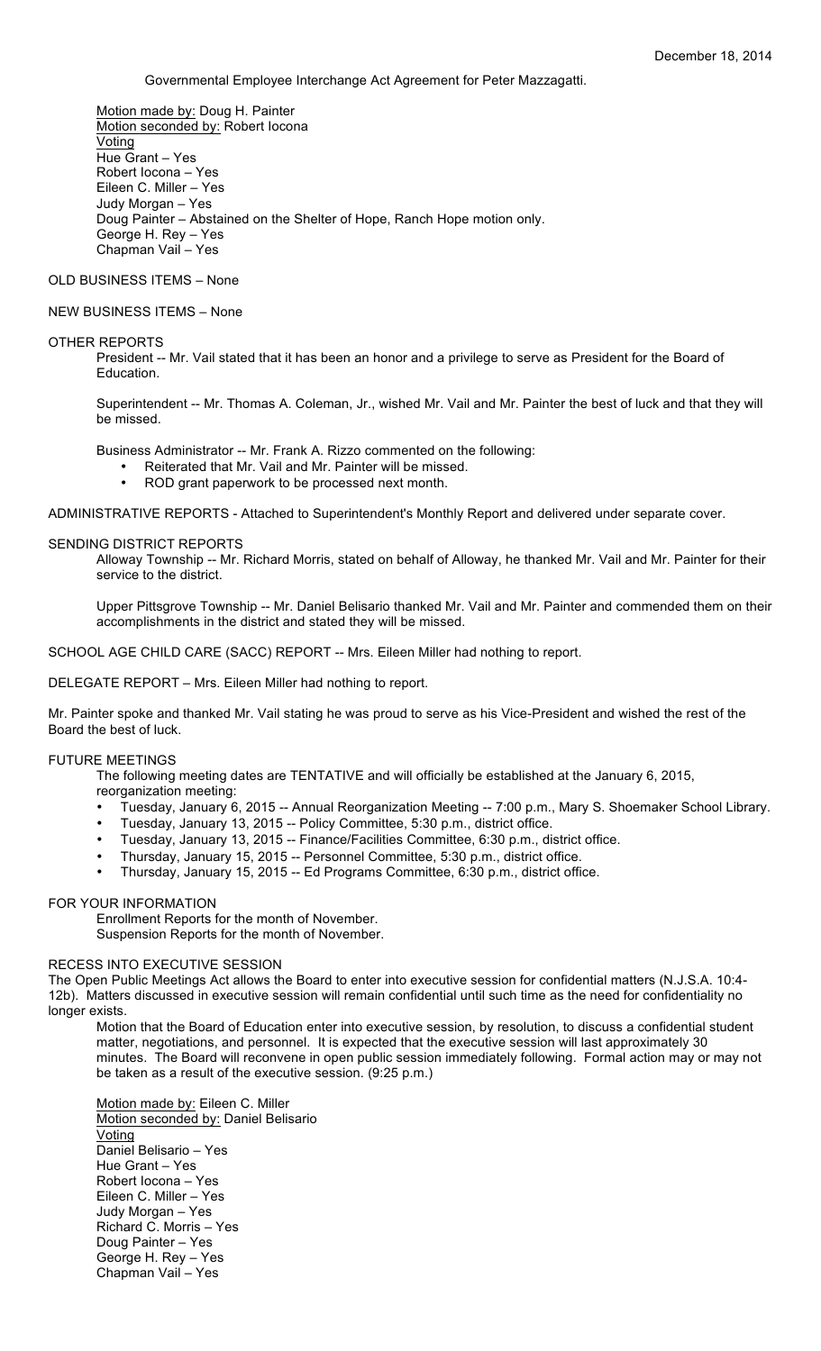Governmental Employee Interchange Act Agreement for Peter Mazzagatti.

Motion made by: Doug H. Painter
Motion seconded by: Robert Iocona
Voting
Hue Grant – Yes
Robert Iocona – Yes
Eileen C. Miller – Yes
Judy Morgan – Yes
Doug Painter – Abstained on the Shelter of Hope, Ranch Hope motion only.
George H. Rey – Yes
Chapman Vail – Yes

OLD BUSINESS ITEMS – None

NEW BUSINESS ITEMS – None

OTHER REPORTS

President -- Mr. Vail stated that it has been an honor and a privilege to serve as President for the Board of Education.

Superintendent -- Mr. Thomas A. Coleman, Jr., wished Mr. Vail and Mr. Painter the best of luck and that they will be missed.

Business Administrator -- Mr. Frank A. Rizzo commented on the following:

- Reiterated that Mr. Vail and Mr. Painter will be missed.
- ROD grant paperwork to be processed next month.

ADMINISTRATIVE REPORTS - Attached to Superintendent's Monthly Report and delivered under separate cover.

SENDING DISTRICT REPORTS

Alloway Township -- Mr. Richard Morris, stated on behalf of Alloway, he thanked Mr. Vail and Mr. Painter for their service to the district.

Upper Pittsgrove Township -- Mr. Daniel Belisario thanked Mr. Vail and Mr. Painter and commended them on their accomplishments in the district and stated they will be missed.

SCHOOL AGE CHILD CARE (SACC) REPORT -- Mrs. Eileen Miller had nothing to report.

DELEGATE REPORT – Mrs. Eileen Miller had nothing to report.

Mr. Painter spoke and thanked Mr. Vail stating he was proud to serve as his Vice-President and wished the rest of the Board the best of luck.

FUTURE MEETINGS

The following meeting dates are TENTATIVE and will officially be established at the January 6, 2015, reorganization meeting:

- Tuesday, January 6, 2015 -- Annual Reorganization Meeting -- 7:00 p.m., Mary S. Shoemaker School Library.
- Tuesday, January 13, 2015 -- Policy Committee, 5:30 p.m., district office.
- Tuesday, January 13, 2015 -- Finance/Facilities Committee, 6:30 p.m., district office.
- Thursday, January 15, 2015 -- Personnel Committee, 5:30 p.m., district office.
- Thursday, January 15, 2015 -- Ed Programs Committee, 6:30 p.m., district office.

FOR YOUR INFORMATION

Enrollment Reports for the month of November.
Suspension Reports for the month of November.

RECESS INTO EXECUTIVE SESSION

The Open Public Meetings Act allows the Board to enter into executive session for confidential matters (N.J.S.A. 10:4-12b). Matters discussed in executive session will remain confidential until such time as the need for confidentiality no longer exists.

Motion that the Board of Education enter into executive session, by resolution, to discuss a confidential student matter, negotiations, and personnel. It is expected that the executive session will last approximately 30 minutes. The Board will reconvene in open public session immediately following. Formal action may or may not be taken as a result of the executive session. (9:25 p.m.)

Motion made by: Eileen C. Miller
Motion seconded by: Daniel Belisario
Voting
Daniel Belisario – Yes
Hue Grant – Yes
Robert Iocona – Yes
Eileen C. Miller – Yes
Judy Morgan – Yes
Richard C. Morris – Yes
Doug Painter – Yes
George H. Rey – Yes
Chapman Vail – Yes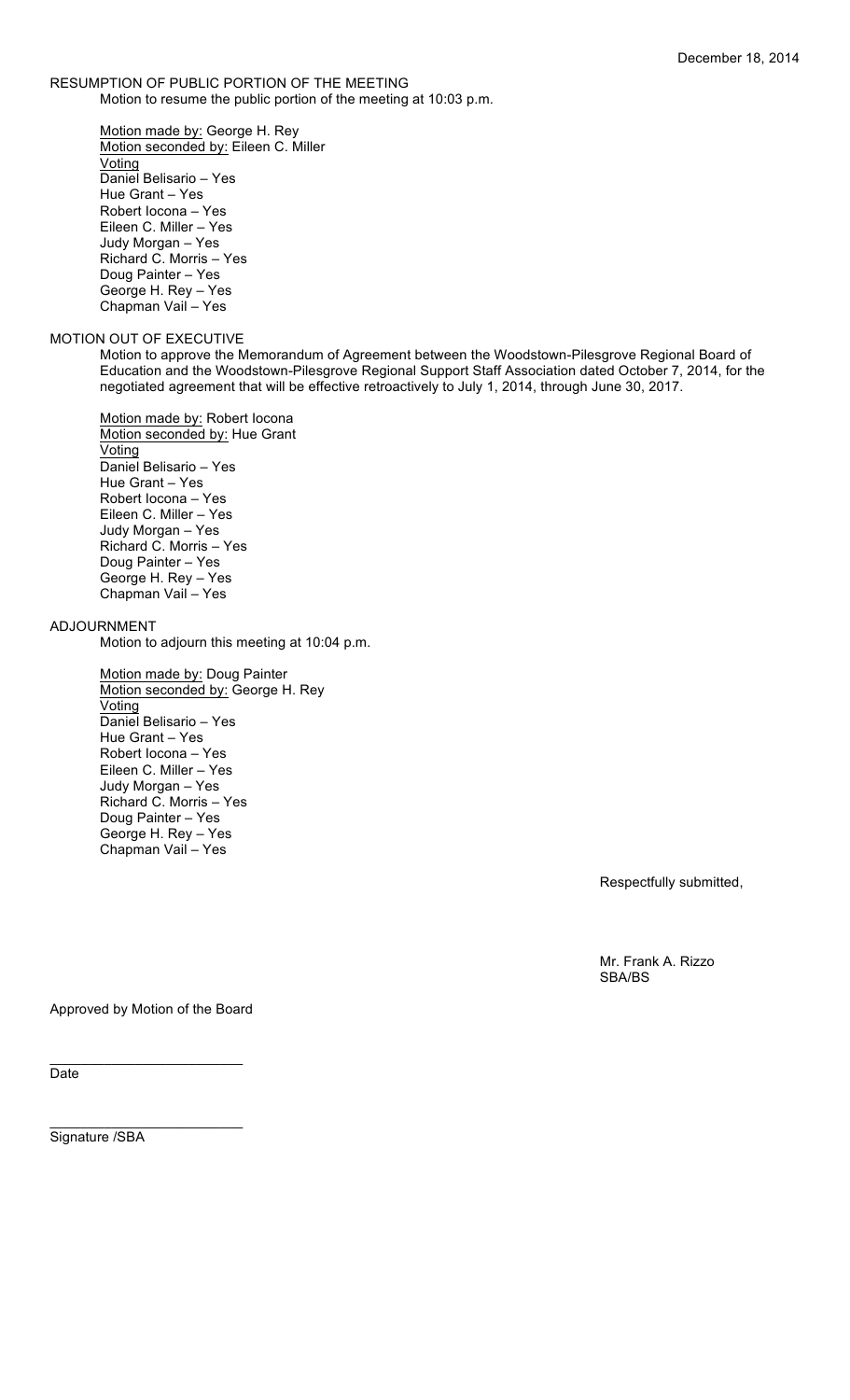December 18, 2014

RESUMPTION OF PUBLIC PORTION OF THE MEETING

Motion to resume the public portion of the meeting at 10:03 p.m.

Motion made by: George H. Rey
Motion seconded by: Eileen C. Miller
Voting
Daniel Belisario – Yes
Hue Grant – Yes
Robert Iocona – Yes
Eileen C. Miller – Yes
Judy Morgan – Yes
Richard C. Morris – Yes
Doug Painter – Yes
George H. Rey – Yes
Chapman Vail – Yes

MOTION OUT OF EXECUTIVE

Motion to approve the Memorandum of Agreement between the Woodstown-Pilesgrove Regional Board of Education and the Woodstown-Pilesgrove Regional Support Staff Association dated October 7, 2014, for the negotiated agreement that will be effective retroactively to July 1, 2014, through June 30, 2017.

Motion made by: Robert Iocona
Motion seconded by: Hue Grant
Voting
Daniel Belisario – Yes
Hue Grant – Yes
Robert Iocona – Yes
Eileen C. Miller – Yes
Judy Morgan – Yes
Richard C. Morris – Yes
Doug Painter – Yes
George H. Rey – Yes
Chapman Vail – Yes

ADJOURNMENT

Motion to adjourn this meeting at 10:04 p.m.

Motion made by: Doug Painter
Motion seconded by: George H. Rey
Voting
Daniel Belisario – Yes
Hue Grant – Yes
Robert Iocona – Yes
Eileen C. Miller – Yes
Judy Morgan – Yes
Richard C. Morris – Yes
Doug Painter – Yes
George H. Rey – Yes
Chapman Vail – Yes

Respectfully submitted,

Mr. Frank A. Rizzo
SBA/BS

Approved by Motion of the Board

\_\_\_\_\_\_\_\_\_\_\_\_\_\_\_\_\_\_\_\_\_\_\_\_\_
Date

\_\_\_\_\_\_\_\_\_\_\_\_\_\_\_\_\_\_\_\_\_\_\_\_\_
Signature /SBA